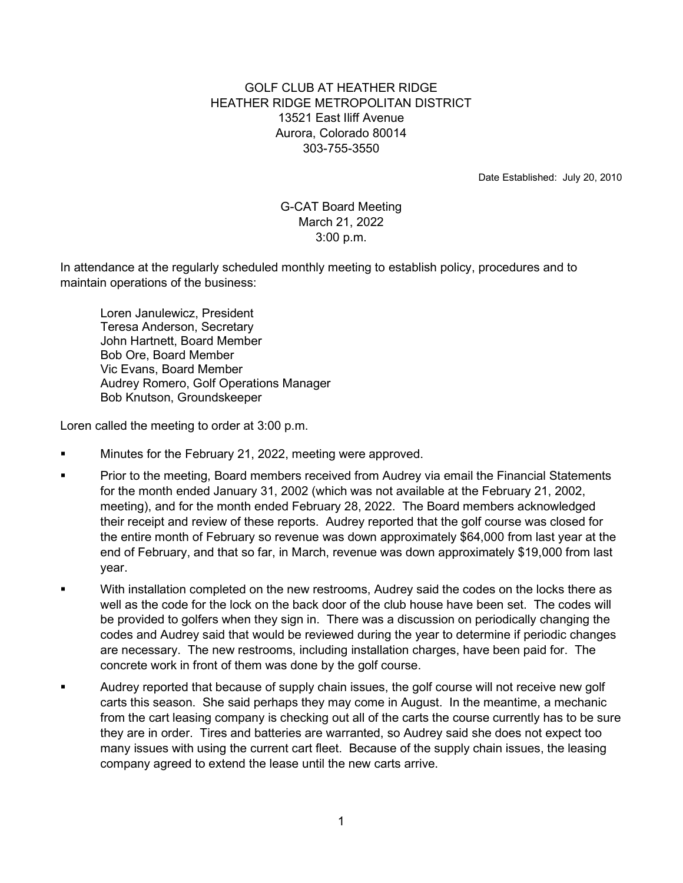GOLF CLUB AT HEATHER RIDGE
HEATHER RIDGE METROPOLITAN DISTRICT
13521 East Iliff Avenue
Aurora, Colorado 80014
303-755-3550

Date Established: July 20, 2010

G-CAT Board Meeting
March 21, 2022
3:00 p.m.

In attendance at the regularly scheduled monthly meeting to establish policy, procedures and to maintain operations of the business:

Loren Janulewicz, President
Teresa Anderson, Secretary
John Hartnett, Board Member
Bob Ore, Board Member
Vic Evans, Board Member
Audrey Romero, Golf Operations Manager
Bob Knutson, Groundskeeper

Loren called the meeting to order at 3:00 p.m.

- Minutes for the February 21, 2022, meeting were approved.
- Prior to the meeting, Board members received from Audrey via email the Financial Statements for the month ended January 31, 2002 (which was not available at the February 21, 2002, meeting), and for the month ended February 28, 2022. The Board members acknowledged their receipt and review of these reports. Audrey reported that the golf course was closed for the entire month of February so revenue was down approximately $64,000 from last year at the end of February, and that so far, in March, revenue was down approximately $19,000 from last year.
- With installation completed on the new restrooms, Audrey said the codes on the locks there as well as the code for the lock on the back door of the club house have been set. The codes will be provided to golfers when they sign in. There was a discussion on periodically changing the codes and Audrey said that would be reviewed during the year to determine if periodic changes are necessary. The new restrooms, including installation charges, have been paid for. The concrete work in front of them was done by the golf course.
- Audrey reported that because of supply chain issues, the golf course will not receive new golf carts this season. She said perhaps they may come in August. In the meantime, a mechanic from the cart leasing company is checking out all of the carts the course currently has to be sure they are in order. Tires and batteries are warranted, so Audrey said she does not expect too many issues with using the current cart fleet. Because of the supply chain issues, the leasing company agreed to extend the lease until the new carts arrive.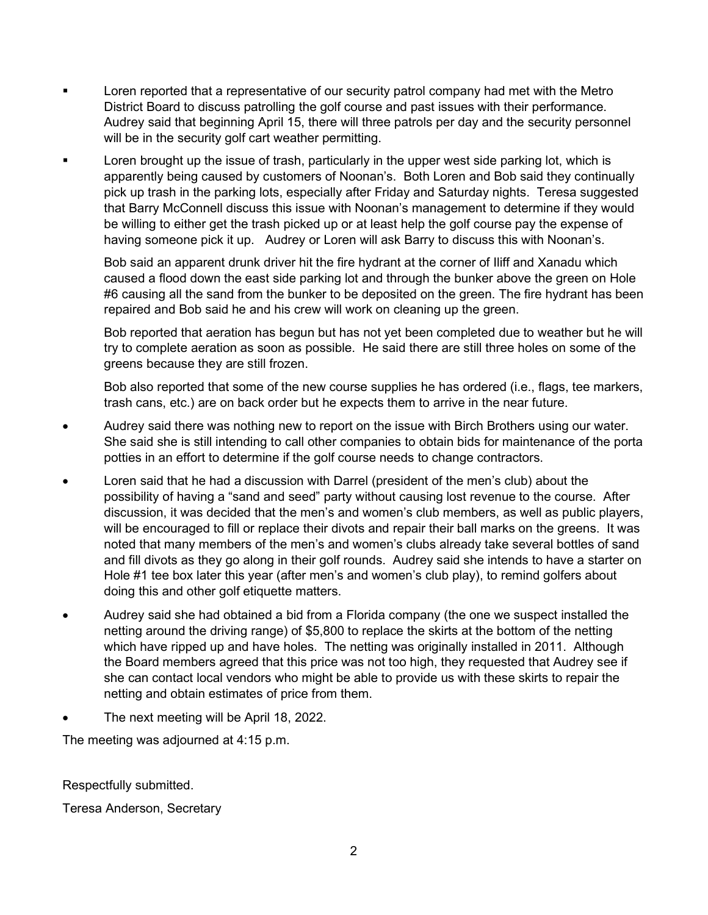- Loren reported that a representative of our security patrol company had met with the Metro District Board to discuss patrolling the golf course and past issues with their performance. Audrey said that beginning April 15, there will three patrols per day and the security personnel will be in the security golf cart weather permitting.
- Loren brought up the issue of trash, particularly in the upper west side parking lot, which is apparently being caused by customers of Noonan's. Both Loren and Bob said they continually pick up trash in the parking lots, especially after Friday and Saturday nights. Teresa suggested that Barry McConnell discuss this issue with Noonan's management to determine if they would be willing to either get the trash picked up or at least help the golf course pay the expense of having someone pick it up. Audrey or Loren will ask Barry to discuss this with Noonan's.

  Bob said an apparent drunk driver hit the fire hydrant at the corner of Iliff and Xanadu which caused a flood down the east side parking lot and through the bunker above the green on Hole #6 causing all the sand from the bunker to be deposited on the green. The fire hydrant has been repaired and Bob said he and his crew will work on cleaning up the green.

  Bob reported that aeration has begun but has not yet been completed due to weather but he will try to complete aeration as soon as possible. He said there are still three holes on some of the greens because they are still frozen.

  Bob also reported that some of the new course supplies he has ordered (i.e., flags, tee markers, trash cans, etc.) are on back order but he expects them to arrive in the near future.

- Audrey said there was nothing new to report on the issue with Birch Brothers using our water. She said she is still intending to call other companies to obtain bids for maintenance of the porta potties in an effort to determine if the golf course needs to change contractors.
- Loren said that he had a discussion with Darrel (president of the men's club) about the possibility of having a "sand and seed" party without causing lost revenue to the course. After discussion, it was decided that the men's and women's club members, as well as public players, will be encouraged to fill or replace their divots and repair their ball marks on the greens. It was noted that many members of the men's and women's clubs already take several bottles of sand and fill divots as they go along in their golf rounds. Audrey said she intends to have a starter on Hole #1 tee box later this year (after men's and women's club play), to remind golfers about doing this and other golf etiquette matters.
- Audrey said she had obtained a bid from a Florida company (the one we suspect installed the netting around the driving range) of $5,800 to replace the skirts at the bottom of the netting which have ripped up and have holes. The netting was originally installed in 2011. Although the Board members agreed that this price was not too high, they requested that Audrey see if she can contact local vendors who might be able to provide us with these skirts to repair the netting and obtain estimates of price from them.
- The next meeting will be April 18, 2022.

The meeting was adjourned at 4:15 p.m.

Respectfully submitted.

Teresa Anderson, Secretary